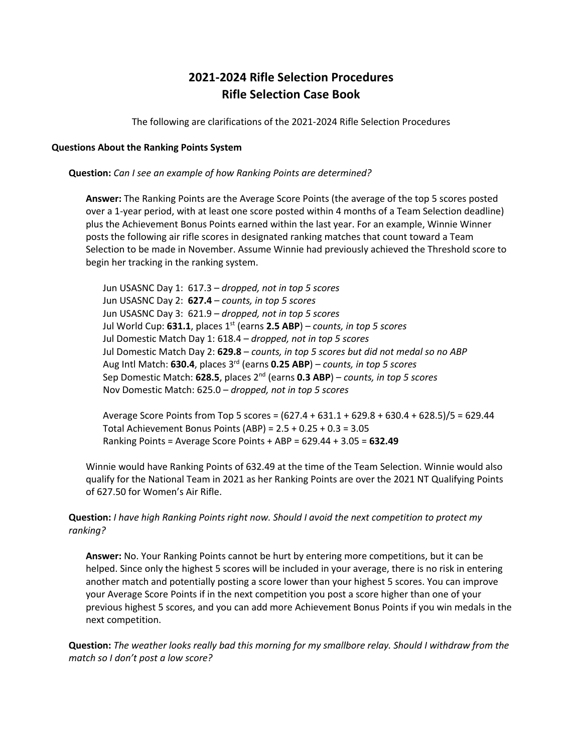# 2021-2024 Rifle Selection Procedures
# Rifle Selection Case Book

The following are clarifications of the 2021-2024 Rifle Selection Procedures

### Questions About the Ranking Points System

**Question:** *Can I see an example of how Ranking Points are determined?*

**Answer:** The Ranking Points are the Average Score Points (the average of the top 5 scores posted over a 1-year period, with at least one score posted within 4 months of a Team Selection deadline) plus the Achievement Bonus Points earned within the last year. For an example, Winnie Winner posts the following air rifle scores in designated ranking matches that count toward a Team Selection to be made in November. Assume Winnie had previously achieved the Threshold score to begin her tracking in the ranking system.

Jun USASNC Day 1: 617.3 – *dropped, not in top 5 scores*
Jun USASNC Day 2: **627.4** – *counts, in top 5 scores*
Jun USASNC Day 3: 621.9 – *dropped, not in top 5 scores*
Jul World Cup: **631.1**, places 1st (earns **2.5 ABP**) – *counts, in top 5 scores*
Jul Domestic Match Day 1: 618.4 – *dropped, not in top 5 scores*
Jul Domestic Match Day 2: **629.8** – *counts, in top 5 scores but did not medal so no ABP*
Aug Intl Match: **630.4**, places 3rd (earns **0.25 ABP**) – *counts, in top 5 scores*
Sep Domestic Match: **628.5**, places 2nd (earns **0.3 ABP**) – *counts, in top 5 scores*
Nov Domestic Match: 625.0 – *dropped, not in top 5 scores*

Average Score Points from Top 5 scores = (627.4 + 631.1 + 629.8 + 630.4 + 628.5)/5 = 629.44
Total Achievement Bonus Points (ABP) = 2.5 + 0.25 + 0.3 = 3.05
Ranking Points = Average Score Points + ABP = 629.44 + 3.05 = **632.49**

Winnie would have Ranking Points of 632.49 at the time of the Team Selection. Winnie would also qualify for the National Team in 2021 as her Ranking Points are over the 2021 NT Qualifying Points of 627.50 for Women's Air Rifle.

**Question:** *I have high Ranking Points right now. Should I avoid the next competition to protect my ranking?*

**Answer:** No. Your Ranking Points cannot be hurt by entering more competitions, but it can be helped. Since only the highest 5 scores will be included in your average, there is no risk in entering another match and potentially posting a score lower than your highest 5 scores. You can improve your Average Score Points if in the next competition you post a score higher than one of your previous highest 5 scores, and you can add more Achievement Bonus Points if you win medals in the next competition.

**Question:** *The weather looks really bad this morning for my smallbore relay. Should I withdraw from the match so I don't post a low score?*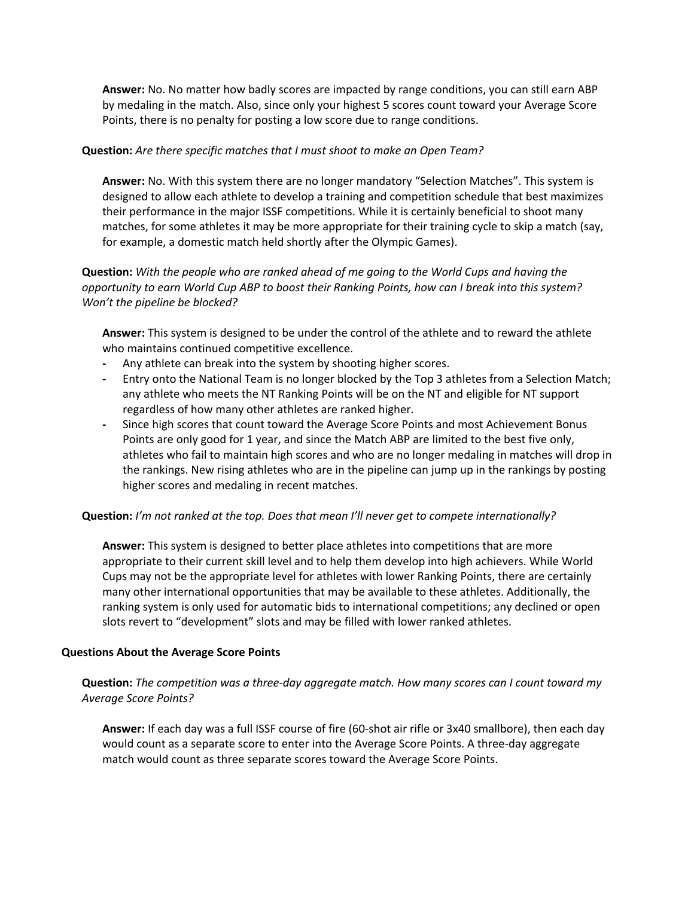**Answer:** No. No matter how badly scores are impacted by range conditions, you can still earn ABP by medaling in the match. Also, since only your highest 5 scores count toward your Average Score Points, there is no penalty for posting a low score due to range conditions.

**Question:** *Are there specific matches that I must shoot to make an Open Team?*

**Answer:** No. With this system there are no longer mandatory "Selection Matches". This system is designed to allow each athlete to develop a training and competition schedule that best maximizes their performance in the major ISSF competitions. While it is certainly beneficial to shoot many matches, for some athletes it may be more appropriate for their training cycle to skip a match (say, for example, a domestic match held shortly after the Olympic Games).

**Question:** *With the people who are ranked ahead of me going to the World Cups and having the opportunity to earn World Cup ABP to boost their Ranking Points, how can I break into this system? Won't the pipeline be blocked?*

**Answer:** This system is designed to be under the control of the athlete and to reward the athlete who maintains continued competitive excellence.

- Any athlete can break into the system by shooting higher scores.
- Entry onto the National Team is no longer blocked by the Top 3 athletes from a Selection Match; any athlete who meets the NT Ranking Points will be on the NT and eligible for NT support regardless of how many other athletes are ranked higher.
- Since high scores that count toward the Average Score Points and most Achievement Bonus Points are only good for 1 year, and since the Match ABP are limited to the best five only, athletes who fail to maintain high scores and who are no longer medaling in matches will drop in the rankings. New rising athletes who are in the pipeline can jump up in the rankings by posting higher scores and medaling in recent matches.

**Question:** *I'm not ranked at the top. Does that mean I'll never get to compete internationally?*

**Answer:** This system is designed to better place athletes into competitions that are more appropriate to their current skill level and to help them develop into high achievers. While World Cups may not be the appropriate level for athletes with lower Ranking Points, there are certainly many other international opportunities that may be available to these athletes. Additionally, the ranking system is only used for automatic bids to international competitions; any declined or open slots revert to "development" slots and may be filled with lower ranked athletes.

### Questions About the Average Score Points

**Question:** *The competition was a three-day aggregate match. How many scores can I count toward my Average Score Points?*

**Answer:** If each day was a full ISSF course of fire (60-shot air rifle or 3x40 smallbore), then each day would count as a separate score to enter into the Average Score Points. A three-day aggregate match would count as three separate scores toward the Average Score Points.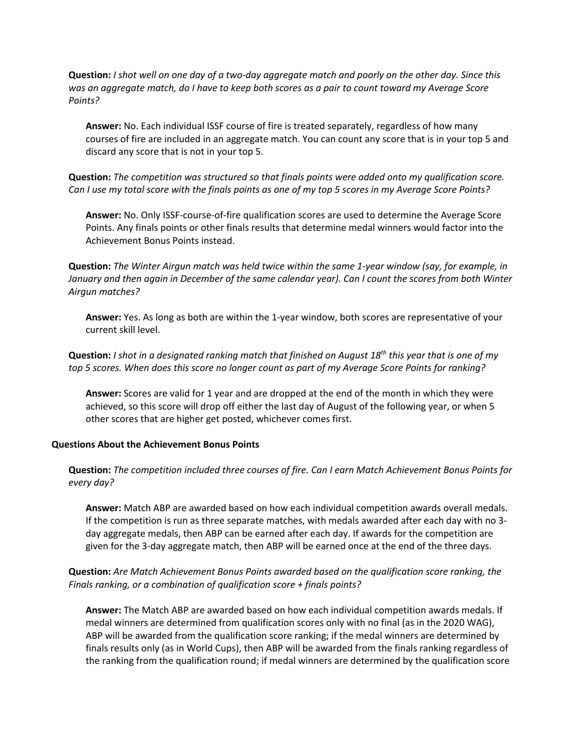**Question:** *I shot well on one day of a two-day aggregate match and poorly on the other day. Since this was an aggregate match, do I have to keep both scores as a pair to count toward my Average Score Points?*

> **Answer:** No. Each individual ISSF course of fire is treated separately, regardless of how many courses of fire are included in an aggregate match. You can count any score that is in your top 5 and discard any score that is not in your top 5.

**Question:** *The competition was structured so that finals points were added onto my qualification score. Can I use my total score with the finals points as one of my top 5 scores in my Average Score Points?*

> **Answer:** No. Only ISSF-course-of-fire qualification scores are used to determine the Average Score Points. Any finals points or other finals results that determine medal winners would factor into the Achievement Bonus Points instead.

**Question:** *The Winter Airgun match was held twice within the same 1-year window (say, for example, in January and then again in December of the same calendar year). Can I count the scores from both Winter Airgun matches?*

> **Answer:** Yes. As long as both are within the 1-year window, both scores are representative of your current skill level.

**Question:** *I shot in a designated ranking match that finished on August 18th this year that is one of my top 5 scores. When does this score no longer count as part of my Average Score Points for ranking?*

> **Answer:** Scores are valid for 1 year and are dropped at the end of the month in which they were achieved, so this score will drop off either the last day of August of the following year, or when 5 other scores that are higher get posted, whichever comes first.

### Questions About the Achievement Bonus Points

**Question:** *The competition included three courses of fire. Can I earn Match Achievement Bonus Points for every day?*

> **Answer:** Match ABP are awarded based on how each individual competition awards overall medals. If the competition is run as three separate matches, with medals awarded after each day with no 3-day aggregate medals, then ABP can be earned after each day. If awards for the competition are given for the 3-day aggregate match, then ABP will be earned once at the end of the three days.

**Question:** *Are Match Achievement Bonus Points awarded based on the qualification score ranking, the Finals ranking, or a combination of qualification score + finals points?*

> **Answer:** The Match ABP are awarded based on how each individual competition awards medals. If medal winners are determined from qualification scores only with no final (as in the 2020 WAG), ABP will be awarded from the qualification score ranking; if the medal winners are determined by finals results only (as in World Cups), then ABP will be awarded from the finals ranking regardless of the ranking from the qualification round; if medal winners are determined by the qualification score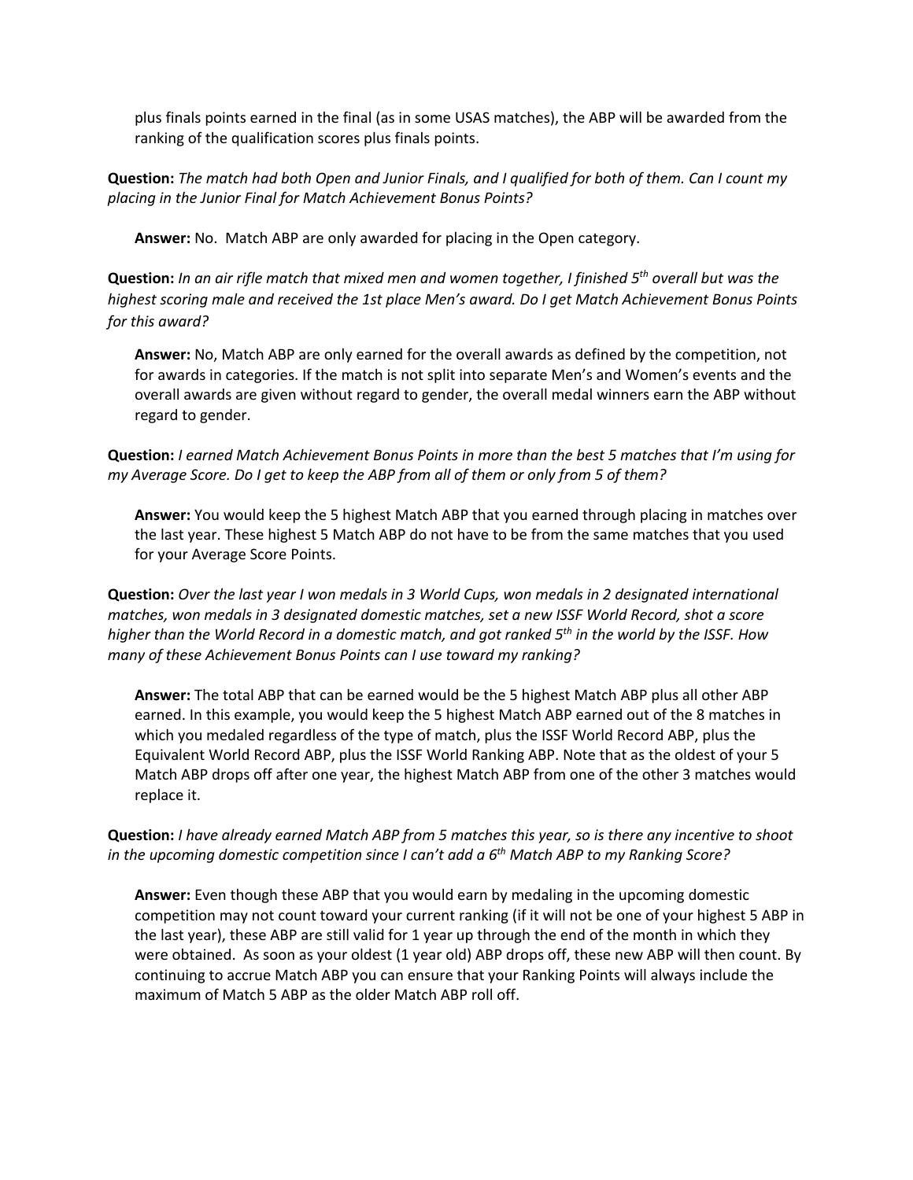plus finals points earned in the final (as in some USAS matches), the ABP will be awarded from the ranking of the qualification scores plus finals points.

**Question:** *The match had both Open and Junior Finals, and I qualified for both of them. Can I count my placing in the Junior Final for Match Achievement Bonus Points?*

**Answer:** No. Match ABP are only awarded for placing in the Open category.

**Question:** *In an air rifle match that mixed men and women together, I finished 5th overall but was the highest scoring male and received the 1st place Men's award. Do I get Match Achievement Bonus Points for this award?*

**Answer:** No, Match ABP are only earned for the overall awards as defined by the competition, not for awards in categories. If the match is not split into separate Men's and Women's events and the overall awards are given without regard to gender, the overall medal winners earn the ABP without regard to gender.

**Question:** *I earned Match Achievement Bonus Points in more than the best 5 matches that I'm using for my Average Score. Do I get to keep the ABP from all of them or only from 5 of them?*

**Answer:** You would keep the 5 highest Match ABP that you earned through placing in matches over the last year. These highest 5 Match ABP do not have to be from the same matches that you used for your Average Score Points.

**Question:** *Over the last year I won medals in 3 World Cups, won medals in 2 designated international matches, won medals in 3 designated domestic matches, set a new ISSF World Record, shot a score higher than the World Record in a domestic match, and got ranked 5th in the world by the ISSF. How many of these Achievement Bonus Points can I use toward my ranking?*

**Answer:** The total ABP that can be earned would be the 5 highest Match ABP plus all other ABP earned. In this example, you would keep the 5 highest Match ABP earned out of the 8 matches in which you medaled regardless of the type of match, plus the ISSF World Record ABP, plus the Equivalent World Record ABP, plus the ISSF World Ranking ABP. Note that as the oldest of your 5 Match ABP drops off after one year, the highest Match ABP from one of the other 3 matches would replace it.

**Question:** *I have already earned Match ABP from 5 matches this year, so is there any incentive to shoot in the upcoming domestic competition since I can't add a 6th Match ABP to my Ranking Score?*

**Answer:** Even though these ABP that you would earn by medaling in the upcoming domestic competition may not count toward your current ranking (if it will not be one of your highest 5 ABP in the last year), these ABP are still valid for 1 year up through the end of the month in which they were obtained. As soon as your oldest (1 year old) ABP drops off, these new ABP will then count. By continuing to accrue Match ABP you can ensure that your Ranking Points will always include the maximum of Match 5 ABP as the older Match ABP roll off.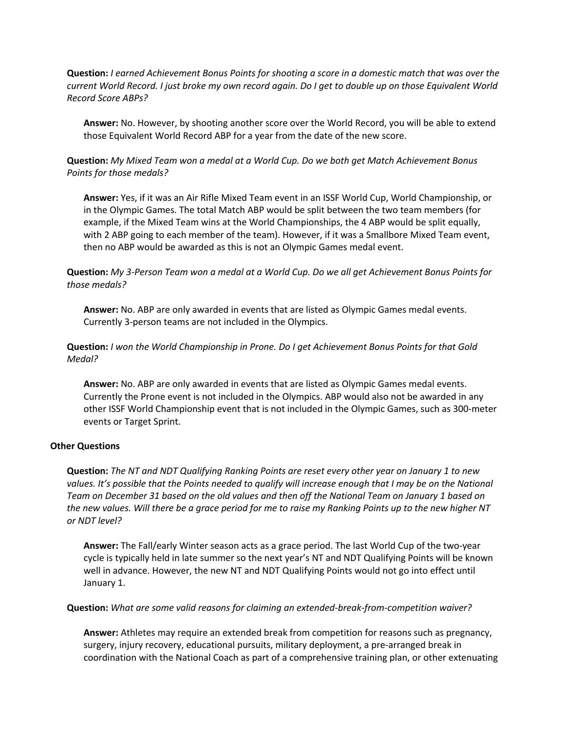**Question:** *I earned Achievement Bonus Points for shooting a score in a domestic match that was over the current World Record. I just broke my own record again. Do I get to double up on those Equivalent World Record Score ABPs?*

> **Answer:** No. However, by shooting another score over the World Record, you will be able to extend those Equivalent World Record ABP for a year from the date of the new score.

**Question:** *My Mixed Team won a medal at a World Cup. Do we both get Match Achievement Bonus Points for those medals?*

> **Answer:** Yes, if it was an Air Rifle Mixed Team event in an ISSF World Cup, World Championship, or in the Olympic Games. The total Match ABP would be split between the two team members (for example, if the Mixed Team wins at the World Championships, the 4 ABP would be split equally, with 2 ABP going to each member of the team). However, if it was a Smallbore Mixed Team event, then no ABP would be awarded as this is not an Olympic Games medal event.

**Question:** *My 3-Person Team won a medal at a World Cup. Do we all get Achievement Bonus Points for those medals?*

> **Answer:** No. ABP are only awarded in events that are listed as Olympic Games medal events. Currently 3-person teams are not included in the Olympics.

**Question:** *I won the World Championship in Prone. Do I get Achievement Bonus Points for that Gold Medal?*

> **Answer:** No. ABP are only awarded in events that are listed as Olympic Games medal events. Currently the Prone event is not included in the Olympics. ABP would also not be awarded in any other ISSF World Championship event that is not included in the Olympic Games, such as 300-meter events or Target Sprint.

### Other Questions

**Question:** *The NT and NDT Qualifying Ranking Points are reset every other year on January 1 to new values. It's possible that the Points needed to qualify will increase enough that I may be on the National Team on December 31 based on the old values and then off the National Team on January 1 based on the new values. Will there be a grace period for me to raise my Ranking Points up to the new higher NT or NDT level?*

> **Answer:** The Fall/early Winter season acts as a grace period. The last World Cup of the two-year cycle is typically held in late summer so the next year's NT and NDT Qualifying Points will be known well in advance. However, the new NT and NDT Qualifying Points would not go into effect until January 1.

**Question:** *What are some valid reasons for claiming an extended-break-from-competition waiver?*

> **Answer:** Athletes may require an extended break from competition for reasons such as pregnancy, surgery, injury recovery, educational pursuits, military deployment, a pre-arranged break in coordination with the National Coach as part of a comprehensive training plan, or other extenuating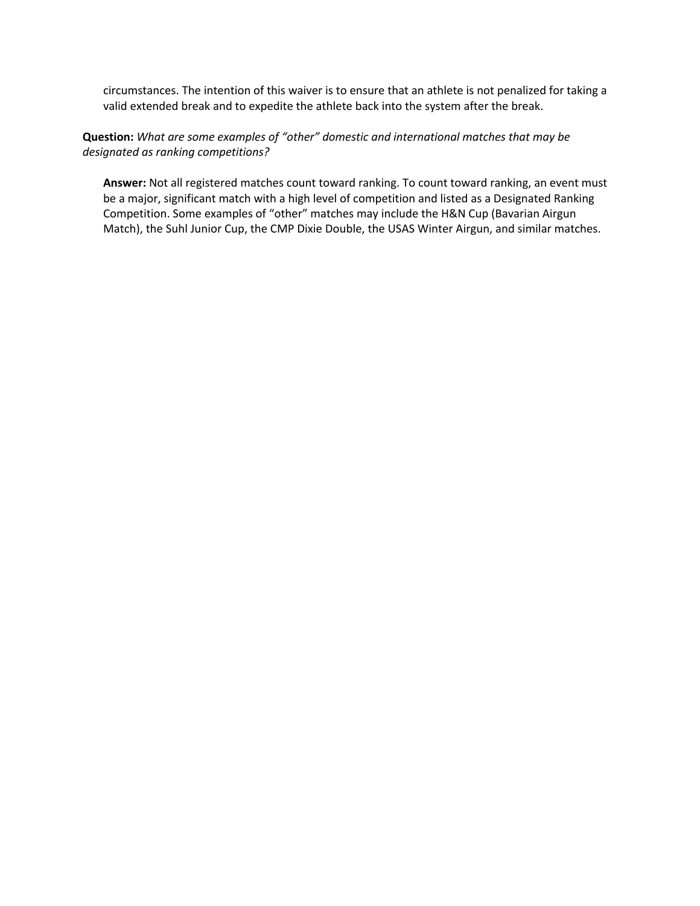circumstances. The intention of this waiver is to ensure that an athlete is not penalized for taking a valid extended break and to expedite the athlete back into the system after the break.

**Question:** *What are some examples of “other” domestic and international matches that may be designated as ranking competitions?*

**Answer:** Not all registered matches count toward ranking. To count toward ranking, an event must be a major, significant match with a high level of competition and listed as a Designated Ranking Competition. Some examples of “other” matches may include the H&N Cup (Bavarian Airgun Match), the Suhl Junior Cup, the CMP Dixie Double, the USAS Winter Airgun, and similar matches.